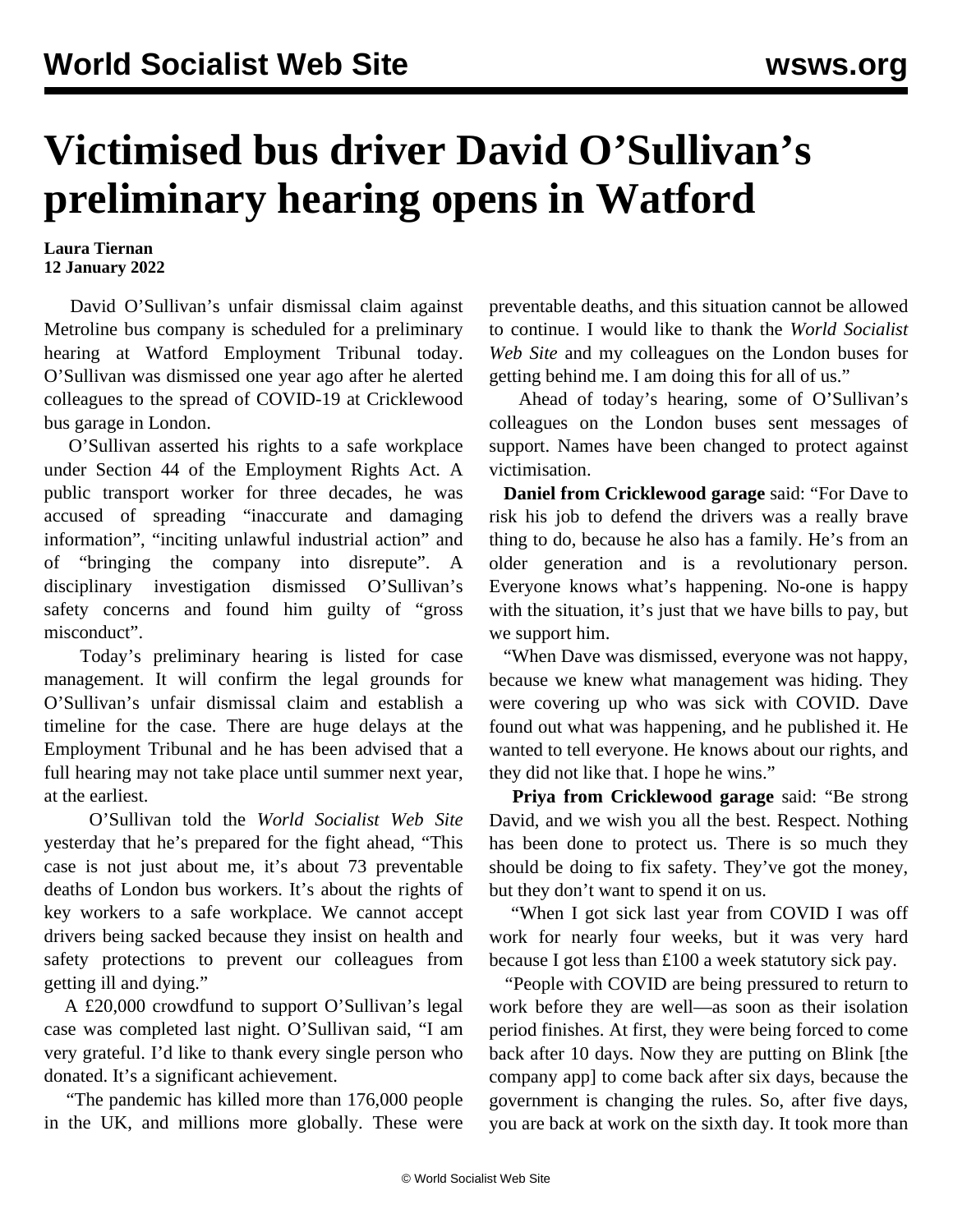# Victimised bus driver David O'Sullivan's preliminary hearing opens in Watford

**Laura Tiernan**
**12 January 2022**

David O'Sullivan's unfair dismissal claim against Metroline bus company is scheduled for a preliminary hearing at Watford Employment Tribunal today. O'Sullivan was dismissed one year ago after he alerted colleagues to the spread of COVID-19 at Cricklewood bus garage in London.

O'Sullivan asserted his rights to a safe workplace under Section 44 of the Employment Rights Act. A public transport worker for three decades, he was accused of spreading "inaccurate and damaging information", "inciting unlawful industrial action" and of "bringing the company into disrepute". A disciplinary investigation dismissed O'Sullivan's safety concerns and found him guilty of "gross misconduct".

Today's preliminary hearing is listed for case management. It will confirm the legal grounds for O'Sullivan's unfair dismissal claim and establish a timeline for the case. There are huge delays at the Employment Tribunal and he has been advised that a full hearing may not take place until summer next year, at the earliest.

O'Sullivan told the *World Socialist Web Site* yesterday that he's prepared for the fight ahead, "This case is not just about me, it's about 73 preventable deaths of London bus workers. It's about the rights of key workers to a safe workplace. We cannot accept drivers being sacked because they insist on health and safety protections to prevent our colleagues from getting ill and dying."

A £20,000 crowdfund to support O'Sullivan's legal case was completed last night. O'Sullivan said, "I am very grateful. I'd like to thank every single person who donated. It's a significant achievement.

"The pandemic has killed more than 176,000 people in the UK, and millions more globally. These were preventable deaths, and this situation cannot be allowed to continue. I would like to thank the *World Socialist Web Site* and my colleagues on the London buses for getting behind me. I am doing this for all of us."

Ahead of today's hearing, some of O'Sullivan's colleagues on the London buses sent messages of support. Names have been changed to protect against victimisation.

**Daniel from Cricklewood garage** said: "For Dave to risk his job to defend the drivers was a really brave thing to do, because he also has a family. He's from an older generation and is a revolutionary person. Everyone knows what's happening. No-one is happy with the situation, it's just that we have bills to pay, but we support him.

"When Dave was dismissed, everyone was not happy, because we knew what management was hiding. They were covering up who was sick with COVID. Dave found out what was happening, and he published it. He wanted to tell everyone. He knows about our rights, and they did not like that. I hope he wins."

**Priya from Cricklewood garage** said: "Be strong David, and we wish you all the best. Respect. Nothing has been done to protect us. There is so much they should be doing to fix safety. They've got the money, but they don't want to spend it on us.

"When I got sick last year from COVID I was off work for nearly four weeks, but it was very hard because I got less than £100 a week statutory sick pay.

"People with COVID are being pressured to return to work before they are well—as soon as their isolation period finishes. At first, they were being forced to come back after 10 days. Now they are putting on Blink [the company app] to come back after six days, because the government is changing the rules. So, after five days, you are back at work on the sixth day. It took more than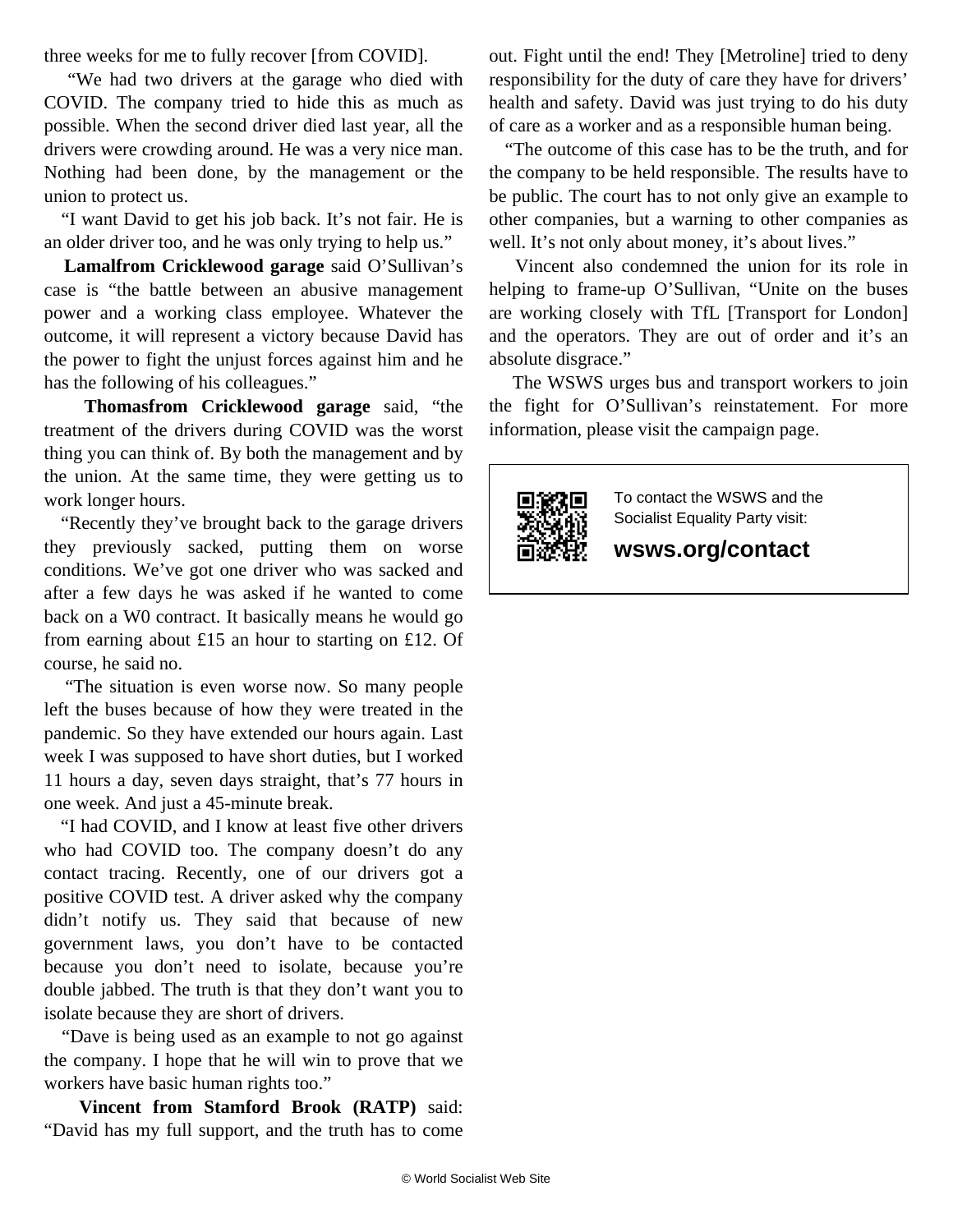three weeks for me to fully recover [from COVID].

"We had two drivers at the garage who died with COVID. The company tried to hide this as much as possible. When the second driver died last year, all the drivers were crowding around. He was a very nice man. Nothing had been done, by the management or the union to protect us.

"I want David to get his job back. It's not fair. He is an older driver too, and he was only trying to help us."

**Lamalfrom Cricklewood garage** said O'Sullivan's case is "the battle between an abusive management power and a working class employee. Whatever the outcome, it will represent a victory because David has the power to fight the unjust forces against him and he has the following of his colleagues."

**Thomasfrom Cricklewood garage** said, "the treatment of the drivers during COVID was the worst thing you can think of. By both the management and by the union. At the same time, they were getting us to work longer hours.

"Recently they've brought back to the garage drivers they previously sacked, putting them on worse conditions. We've got one driver who was sacked and after a few days he was asked if he wanted to come back on a W0 contract. It basically means he would go from earning about £15 an hour to starting on £12. Of course, he said no.

"The situation is even worse now. So many people left the buses because of how they were treated in the pandemic. So they have extended our hours again. Last week I was supposed to have short duties, but I worked 11 hours a day, seven days straight, that's 77 hours in one week. And just a 45-minute break.

"I had COVID, and I know at least five other drivers who had COVID too. The company doesn't do any contact tracing. Recently, one of our drivers got a positive COVID test. A driver asked why the company didn't notify us. They said that because of new government laws, you don't have to be contacted because you don't need to isolate, because you're double jabbed. The truth is that they don't want you to isolate because they are short of drivers.

"Dave is being used as an example to not go against the company. I hope that he will win to prove that we workers have basic human rights too."

**Vincent from Stamford Brook (RATP)** said: "David has my full support, and the truth has to come out. Fight until the end! They [Metroline] tried to deny responsibility for the duty of care they have for drivers' health and safety. David was just trying to do his duty of care as a worker and as a responsible human being.

"The outcome of this case has to be the truth, and for the company to be held responsible. The results have to be public. The court has to not only give an example to other companies, but a warning to other companies as well. It's not only about money, it's about lives."

Vincent also condemned the union for its role in helping to frame-up O'Sullivan, "Unite on the buses are working closely with TfL [Transport for London] and the operators. They are out of order and it's an absolute disgrace."

The WSWS urges bus and transport workers to join the fight for O'Sullivan's reinstatement. For more information, please visit the campaign page.

To contact the WSWS and the Socialist Equality Party visit:

**wsws.org/contact**